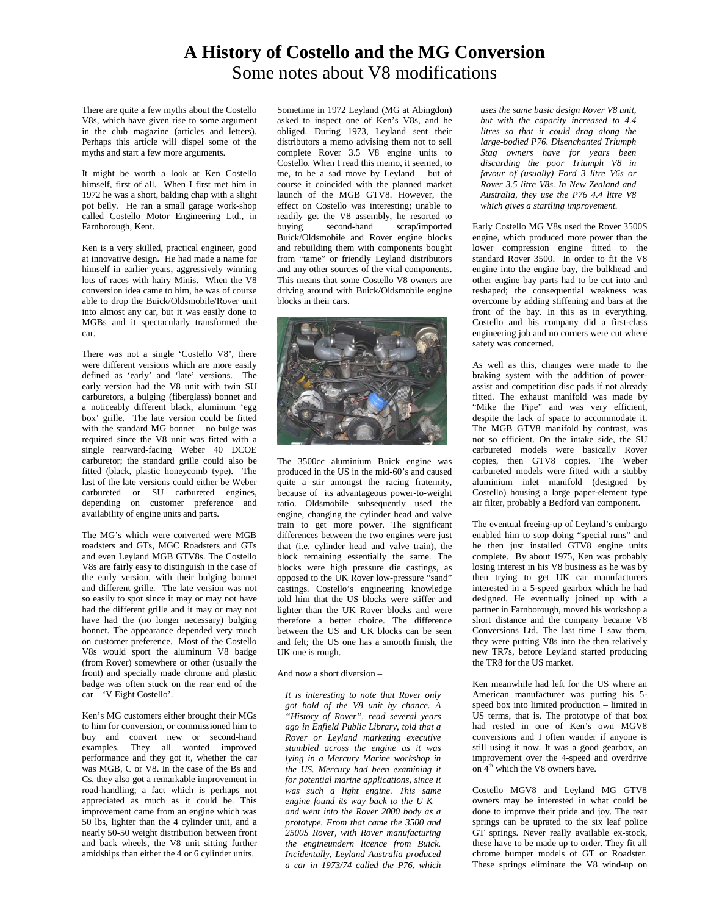# A History of Costello and the MG Conversion

## Some notes about V8 modifications

There are quite a few myths about the Costello V8s, which have given rise to some argument in the club magazine (articles and letters). Perhaps this article will dispel some of the myths and start a few more arguments.

It might be worth a look at Ken Costello himself, first of all. When I first met him in 1972 he was a short, balding chap with a slight pot belly. He ran a small garage work-shop called Costello Motor Engineering Ltd., in Farnborough, Kent.

Ken is a very skilled, practical engineer, good at innovative design. He had made a name for himself in earlier years, aggressively winning lots of races with hairy Minis. When the V8 conversion idea came to him, he was of course able to drop the Buick/Oldsmobile/Rover unit into almost any car, but it was easily done to MGBs and it spectacularly transformed the car.

There was not a single 'Costello V8', there were different versions which are more easily defined as 'early' and 'late' versions. The early version had the V8 unit with twin SU carburetors, a bulging (fiberglass) bonnet and a noticeably different black, aluminum 'egg box' grille. The late version could be fitted with the standard MG bonnet – no bulge was required since the V8 unit was fitted with a single rearward-facing Weber 40 DCOE carburetor; the standard grille could also be fitted (black, plastic honeycomb type). The last of the late versions could either be Weber carbureted or SU carbureted engines, depending on customer preference and availability of engine units and parts.

The MG's which were converted were MGB roadsters and GTs, MGC Roadsters and GTs and even Leyland MGB GTV8s. The Costello V8s are fairly easy to distinguish in the case of the early version, with their bulging bonnet and different grille. The late version was not so easily to spot since it may or may not have had the different grille and it may or may not have had the (no longer necessary) bulging bonnet. The appearance depended very much on customer preference. Most of the Costello V8s would sport the aluminum V8 badge (from Rover) somewhere or other (usually the front) and specially made chrome and plastic badge was often stuck on the rear end of the car – 'V Eight Costello'.

Ken's MG customers either brought their MGs to him for conversion, or commissioned him to buy and convert new or second-hand examples. They all wanted improved performance and they got it, whether the car was MGB, C or V8. In the case of the Bs and Cs, they also got a remarkable improvement in road-handling; a fact which is perhaps not appreciated as much as it could be. This improvement came from an engine which was 50 lbs, lighter than the 4 cylinder unit, and a nearly 50-50 weight distribution between front and back wheels, the V8 unit sitting further amidships than either the 4 or 6 cylinder units.

Sometime in 1972 Leyland (MG at Abingdon) asked to inspect one of Ken's V8s, and he obliged. During 1973, Leyland sent their distributors a memo advising them not to sell complete Rover 3.5 V8 engine units to Costello. When I read this memo, it seemed, to me, to be a sad move by Leyland – but of course it coincided with the planned market launch of the MGB GTV8. However, the effect on Costello was interesting; unable to readily get the V8 assembly, he resorted to buying second-hand scrap/imported Buick/Oldsmobile and Rover engine blocks and rebuilding them with components bought from "tame" or friendly Leyland distributors and any other sources of the vital components. This means that some Costello V8 owners are driving around with Buick/Oldsmobile engine blocks in their cars.

The 3500cc aluminium Buick engine was produced in the US in the mid-60's and caused quite a stir amongst the racing fraternity, because of its advantageous power-to-weight ratio. Oldsmobile subsequently used the engine, changing the cylinder head and valve train to get more power. The significant differences between the two engines were just that (i.e. cylinder head and valve train), the block remaining essentially the same. The blocks were high pressure die castings, as opposed to the UK Rover low-pressure "sand" castings. Costello's engineering knowledge told him that the US blocks were stiffer and lighter than the UK Rover blocks and were therefore a better choice. The difference between the US and UK blocks can be seen and felt; the US one has a smooth finish, the UK one is rough.

And now a short diversion –

*It is interesting to note that Rover only got hold of the V8 unit by chance. A "History of Rover", read several years ago in Enfield Public Library, told that a Rover or Leyland marketing executive stumbled across the engine as it was lying in a Mercury Marine workshop in the US. Mercury had been examining it for potential marine applications, since it was such a light engine. This same engine found its way back to the U K – and went into the Rover 2000 body as a prototype. From that came the 3500 and 2500S Rover, with Rover manufacturing the engineundern licence from Buick. Incidentally, Leyland Australia produced a car in 1973/74 called the P76, which uses the same basic design Rover V8 unit, but with the capacity increased to 4.4 litres so that it could drag along the large-bodied P76. Disenchanted Triumph Stag owners have for years been discarding the poor Triumph V8 in favour of (usually) Ford 3 litre V6s or Rover 3.5 litre V8s. In New Zealand and Australia, they use the P76 4.4 litre V8 which gives a startling improvement.*

Early Costello MG V8s used the Rover 3500S engine, which produced more power than the lower compression engine fitted to the standard Rover 3500. In order to fit the V8 engine into the engine bay, the bulkhead and other engine bay parts had to be cut into and reshaped; the consequential weakness was overcome by adding stiffening and bars at the front of the bay. In this as in everything, Costello and his company did a first-class engineering job and no corners were cut where safety was concerned.

As well as this, changes were made to the braking system with the addition of power-assist and competition disc pads if not already fitted. The exhaust manifold was made by "Mike the Pipe" and was very efficient, despite the lack of space to accommodate it. The MGB GTV8 manifold by contrast, was not so efficient. On the intake side, the SU carbureted models were basically Rover copies, then GTV8 copies. The Weber carbureted models were fitted with a stubby aluminium inlet manifold (designed by Costello) housing a large paper-element type air filter, probably a Bedford van component.

The eventual freeing-up of Leyland's embargo enabled him to stop doing "special runs" and he then just installed GTV8 engine units complete. By about 1975, Ken was probably losing interest in his V8 business as he was by then trying to get UK car manufacturers interested in a 5-speed gearbox which he had designed. He eventually joined up with a partner in Farnborough, moved his workshop a short distance and the company became V8 Conversions Ltd. The last time I saw them, they were putting V8s into the then relatively new TR7s, before Leyland started producing the TR8 for the US market.

Ken meanwhile had left for the US where an American manufacturer was putting his 5-speed box into limited production – limited in US terms, that is. The prototype of that box had rested in one of Ken's own MGV8 conversions and I often wander if anyone is still using it now. It was a good gearbox, an improvement over the 4-speed and overdrive on 4th which the V8 owners have.

Costello MGV8 and Leyland MG GTV8 owners may be interested in what could be done to improve their pride and joy. The rear springs can be uprated to the six leaf police GT springs. Never really available ex-stock, these have to be made up to order. They fit all chrome bumper models of GT or Roadster. These springs eliminate the V8 wind-up on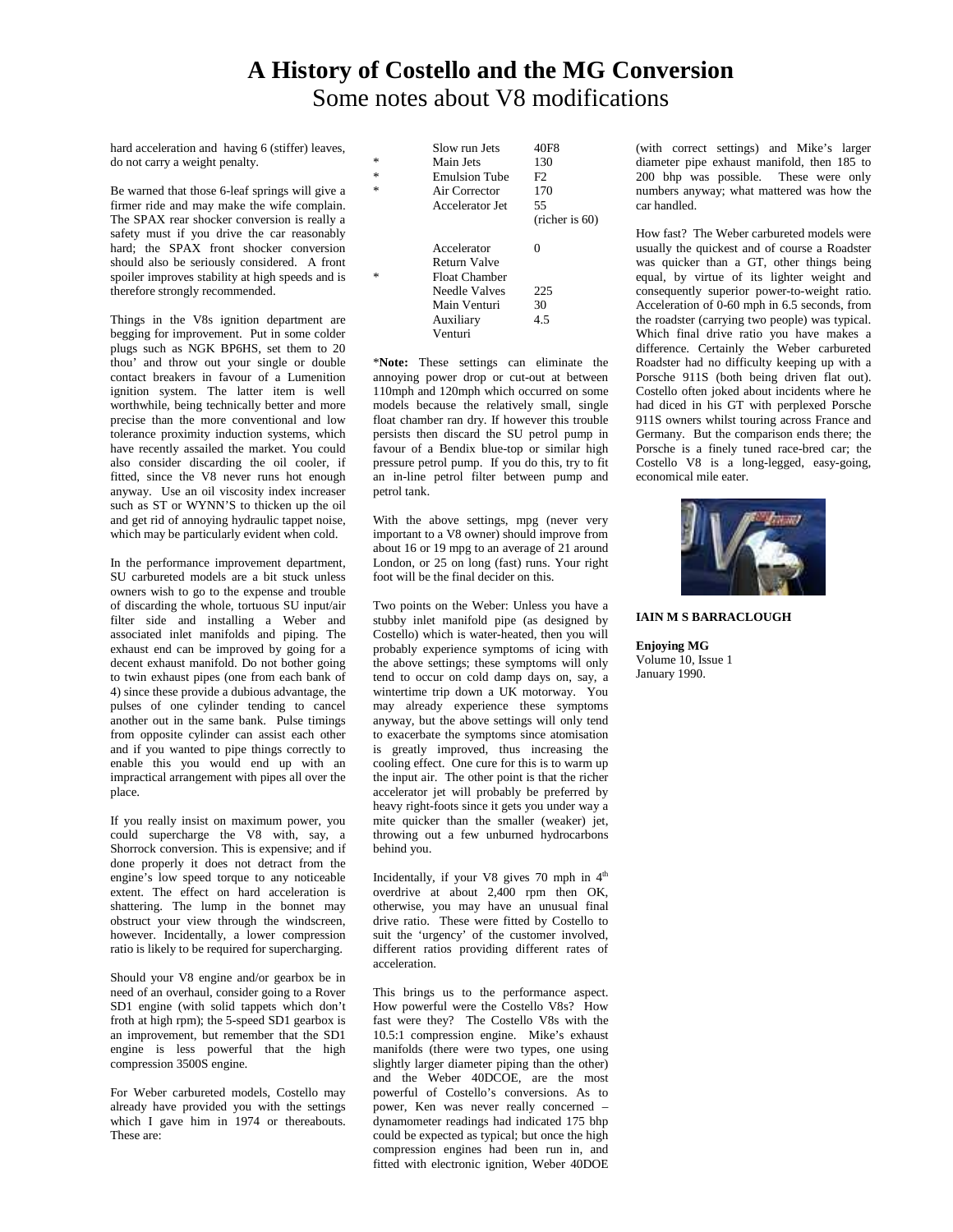# A History of Costello and the MG Conversion

Some notes about V8 modifications

hard acceleration and having 6 (stiffer) leaves, do not carry a weight penalty.

Be warned that those 6-leaf springs will give a firmer ride and may make the wife complain. The SPAX rear shocker conversion is really a safety must if you drive the car reasonably hard; the SPAX front shocker conversion should also be seriously considered. A front spoiler improves stability at high speeds and is therefore strongly recommended.

Things in the V8s ignition department are begging for improvement. Put in some colder plugs such as NGK BP6HS, set them to 20 thou' and throw out your single or double contact breakers in favour of a Lumenition ignition system. The latter item is well worthwhile, being technically better and more precise than the more conventional and low tolerance proximity induction systems, which have recently assailed the market. You could also consider discarding the oil cooler, if fitted, since the V8 never runs hot enough anyway. Use an oil viscosity index increaser such as ST or WYNN'S to thicken up the oil and get rid of annoying hydraulic tappet noise, which may be particularly evident when cold.

In the performance improvement department, SU carbureted models are a bit stuck unless owners wish to go to the expense and trouble of discarding the whole, tortuous SU input/air filter side and installing a Weber and associated inlet manifolds and piping. The exhaust end can be improved by going for a decent exhaust manifold. Do not bother going to twin exhaust pipes (one from each bank of 4) since these provide a dubious advantage, the pulses of one cylinder tending to cancel another out in the same bank. Pulse timings from opposite cylinder can assist each other and if you wanted to pipe things correctly to enable this you would end up with an impractical arrangement with pipes all over the place.

If you really insist on maximum power, you could supercharge the V8 with, say, a Shorrock conversion. This is expensive; and if done properly it does not detract from the engine's low speed torque to any noticeable extent. The effect on hard acceleration is shattering. The lump in the bonnet may obstruct your view through the windscreen, however. Incidentally, a lower compression ratio is likely to be required for supercharging.

Should your V8 engine and/or gearbox be in need of an overhaul, consider going to a Rover SD1 engine (with solid tappets which don't froth at high rpm); the 5-speed SD1 gearbox is an improvement, but remember that the SD1 engine is less powerful that the high compression 3500S engine.

For Weber carbureted models, Costello may already have provided you with the settings which I gave him in 1974 or thereabouts. These are:

| | | |
|---|---|---|
| | Slow run Jets | 40F8 |
| * | Main Jets | 130 |
| * | Emulsion Tube | F2 |
| * | Air Corrector | 170 |
| | Accelerator Jet | 55 (richer is 60) |
| | Accelerator Return Valve | 0 |
| * | Float Chamber Needle Valves | 225 |
| | Main Venturi | 30 |
| | Auxiliary Venturi | 4.5 |

\***Note:** These settings can eliminate the annoying power drop or cut-out at between 110mph and 120mph which occurred on some models because the relatively small, single float chamber ran dry. If however this trouble persists then discard the SU petrol pump in favour of a Bendix blue-top or similar high pressure petrol pump. If you do this, try to fit an in-line petrol filter between pump and petrol tank.

With the above settings, mpg (never very important to a V8 owner) should improve from about 16 or 19 mpg to an average of 21 around London, or 25 on long (fast) runs. Your right foot will be the final decider on this.

Two points on the Weber: Unless you have a stubby inlet manifold pipe (as designed by Costello) which is water-heated, then you will probably experience symptoms of icing with the above settings; these symptoms will only tend to occur on cold damp days on, say, a wintertime trip down a UK motorway. You may already experience these symptoms anyway, but the above settings will only tend to exacerbate the symptoms since atomisation is greatly improved, thus increasing the cooling effect. One cure for this is to warm up the input air. The other point is that the richer accelerator jet will probably be preferred by heavy right-foots since it gets you under way a mite quicker than the smaller (weaker) jet, throwing out a few unburned hydrocarbons behind you.

Incidentally, if your V8 gives 70 mph in 4th overdrive at about 2,400 rpm then OK, otherwise, you may have an unusual final drive ratio. These were fitted by Costello to suit the 'urgency' of the customer involved, different ratios providing different rates of acceleration.

This brings us to the performance aspect. How powerful were the Costello V8s? How fast were they? The Costello V8s with the 10.5:1 compression engine. Mike's exhaust manifolds (there were two types, one using slightly larger diameter piping than the other) and the Weber 40DCOE, are the most powerful of Costello's conversions. As to power, Ken was never really concerned – dynamometer readings had indicated 175 bhp could be expected as typical; but once the high compression engines had been run in, and fitted with electronic ignition, Weber 40DOE (with correct settings) and Mike's larger diameter pipe exhaust manifold, then 185 to 200 bhp was possible. These were only numbers anyway; what mattered was how the car handled.

How fast? The Weber carbureted models were usually the quickest and of course a Roadster was quicker than a GT, other things being equal, by virtue of its lighter weight and consequently superior power-to-weight ratio. Acceleration of 0-60 mph in 6.5 seconds, from the roadster (carrying two people) was typical. Which final drive ratio you have makes a difference. Certainly the Weber carbureted Roadster had no difficulty keeping up with a Porsche 911S (both being driven flat out). Costello often joked about incidents where he had diced in his GT with perplexed Porsche 911S owners whilst touring across France and Germany. But the comparison ends there; the Porsche is a finely tuned race-bred car; the Costello V8 is a long-legged, easy-going, economical mile eater.

**IAIN M S BARRACLOUGH**

**Enjoying MG**
Volume 10, Issue 1
January 1990.